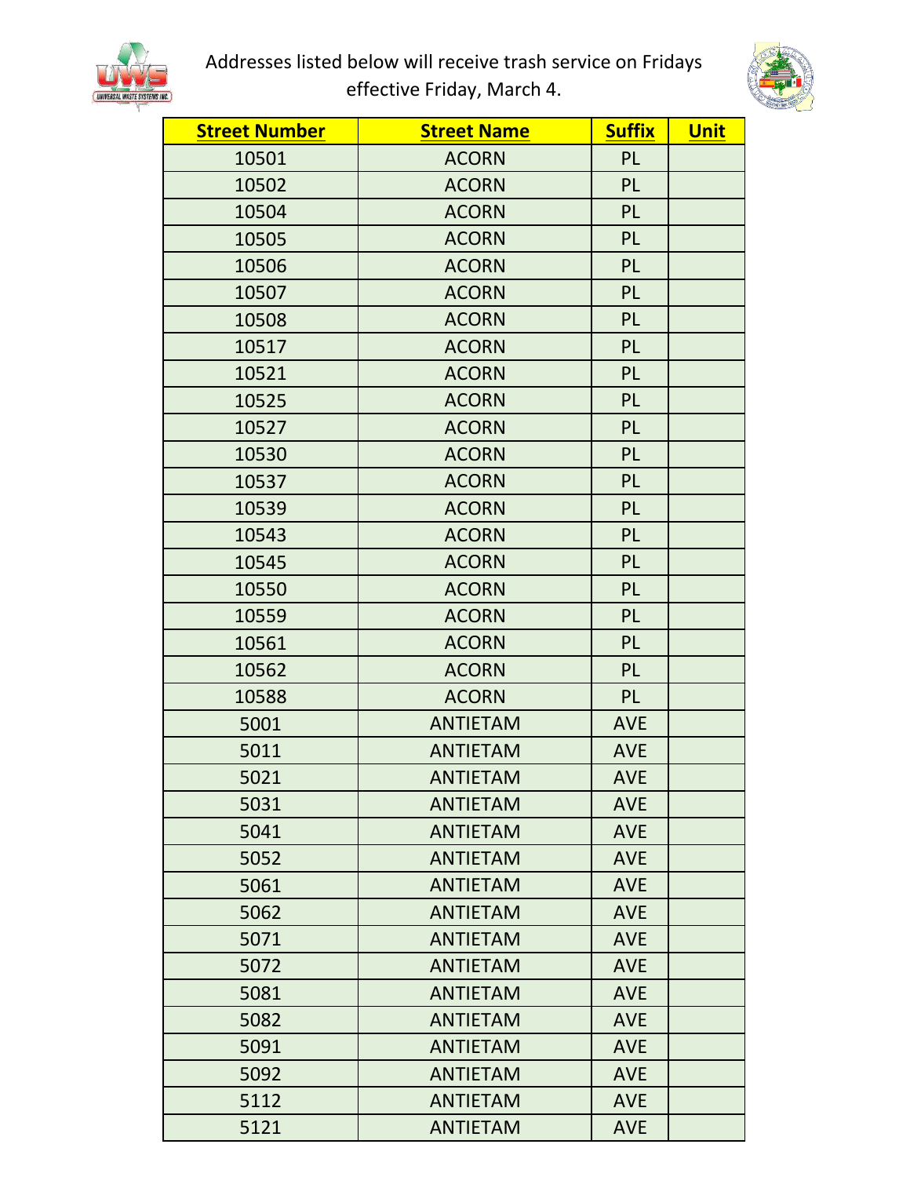Addresses listed below will receive trash service on Fridays effective Friday, March 4.

| Street Number | Street Name | Suffix | Unit |
|---|---|---|---|
| 10501 | ACORN | PL | |
| 10502 | ACORN | PL | |
| 10504 | ACORN | PL | |
| 10505 | ACORN | PL | |
| 10506 | ACORN | PL | |
| 10507 | ACORN | PL | |
| 10508 | ACORN | PL | |
| 10517 | ACORN | PL | |
| 10521 | ACORN | PL | |
| 10525 | ACORN | PL | |
| 10527 | ACORN | PL | |
| 10530 | ACORN | PL | |
| 10537 | ACORN | PL | |
| 10539 | ACORN | PL | |
| 10543 | ACORN | PL | |
| 10545 | ACORN | PL | |
| 10550 | ACORN | PL | |
| 10559 | ACORN | PL | |
| 10561 | ACORN | PL | |
| 10562 | ACORN | PL | |
| 10588 | ACORN | PL | |
| 5001 | ANTIETAM | AVE | |
| 5011 | ANTIETAM | AVE | |
| 5021 | ANTIETAM | AVE | |
| 5031 | ANTIETAM | AVE | |
| 5041 | ANTIETAM | AVE | |
| 5052 | ANTIETAM | AVE | |
| 5061 | ANTIETAM | AVE | |
| 5062 | ANTIETAM | AVE | |
| 5071 | ANTIETAM | AVE | |
| 5072 | ANTIETAM | AVE | |
| 5081 | ANTIETAM | AVE | |
| 5082 | ANTIETAM | AVE | |
| 5091 | ANTIETAM | AVE | |
| 5092 | ANTIETAM | AVE | |
| 5112 | ANTIETAM | AVE | |
| 5121 | ANTIETAM | AVE | |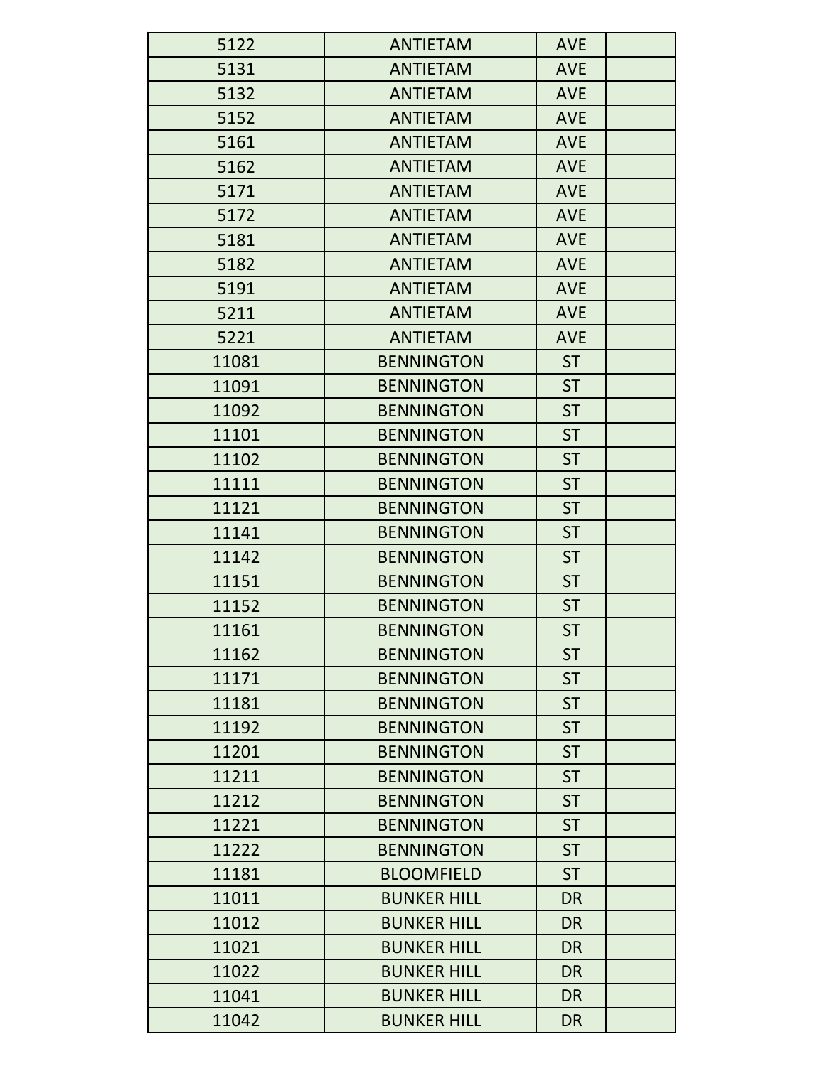| | | | |
|---|---|---|---|
| 5122 | ANTIETAM | AVE | |
| 5131 | ANTIETAM | AVE | |
| 5132 | ANTIETAM | AVE | |
| 5152 | ANTIETAM | AVE | |
| 5161 | ANTIETAM | AVE | |
| 5162 | ANTIETAM | AVE | |
| 5171 | ANTIETAM | AVE | |
| 5172 | ANTIETAM | AVE | |
| 5181 | ANTIETAM | AVE | |
| 5182 | ANTIETAM | AVE | |
| 5191 | ANTIETAM | AVE | |
| 5211 | ANTIETAM | AVE | |
| 5221 | ANTIETAM | AVE | |
| 11081 | BENNINGTON | ST | |
| 11091 | BENNINGTON | ST | |
| 11092 | BENNINGTON | ST | |
| 11101 | BENNINGTON | ST | |
| 11102 | BENNINGTON | ST | |
| 11111 | BENNINGTON | ST | |
| 11121 | BENNINGTON | ST | |
| 11141 | BENNINGTON | ST | |
| 11142 | BENNINGTON | ST | |
| 11151 | BENNINGTON | ST | |
| 11152 | BENNINGTON | ST | |
| 11161 | BENNINGTON | ST | |
| 11162 | BENNINGTON | ST | |
| 11171 | BENNINGTON | ST | |
| 11181 | BENNINGTON | ST | |
| 11192 | BENNINGTON | ST | |
| 11201 | BENNINGTON | ST | |
| 11211 | BENNINGTON | ST | |
| 11212 | BENNINGTON | ST | |
| 11221 | BENNINGTON | ST | |
| 11222 | BENNINGTON | ST | |
| 11181 | BLOOMFIELD | ST | |
| 11011 | BUNKER HILL | DR | |
| 11012 | BUNKER HILL | DR | |
| 11021 | BUNKER HILL | DR | |
| 11022 | BUNKER HILL | DR | |
| 11041 | BUNKER HILL | DR | |
| 11042 | BUNKER HILL | DR | |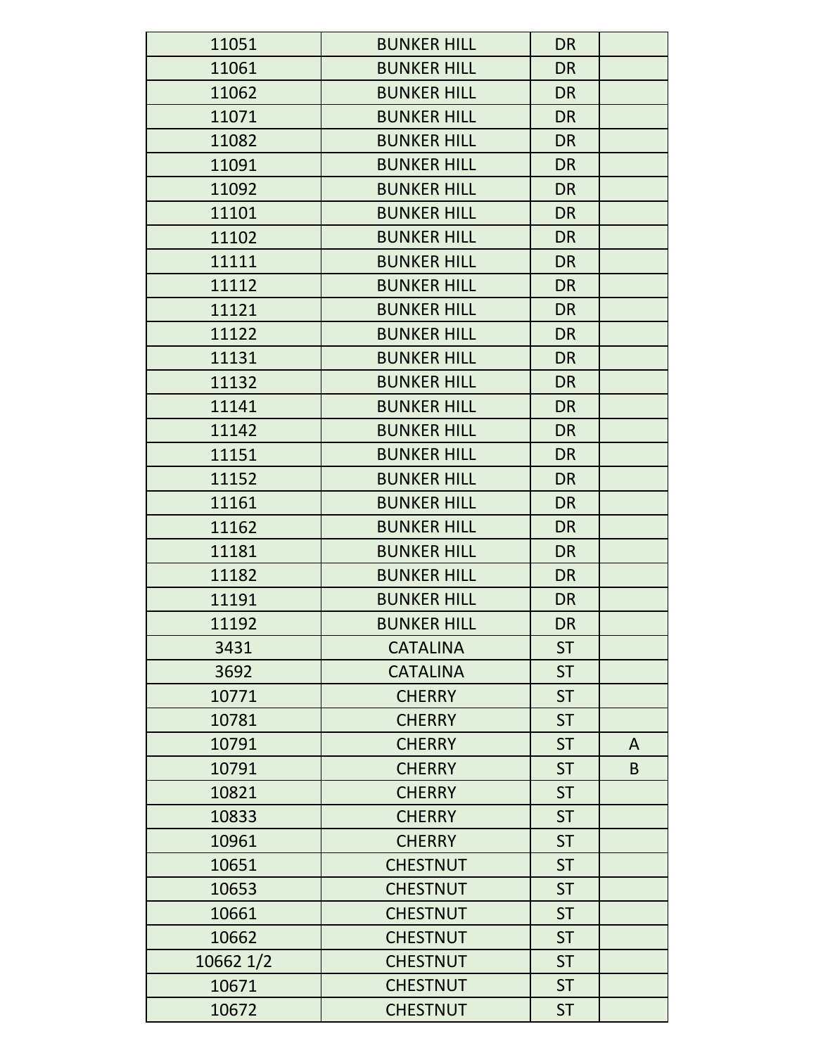| | | | |
|---|---|---|---|
| 11051 | BUNKER HILL | DR | |
| 11061 | BUNKER HILL | DR | |
| 11062 | BUNKER HILL | DR | |
| 11071 | BUNKER HILL | DR | |
| 11082 | BUNKER HILL | DR | |
| 11091 | BUNKER HILL | DR | |
| 11092 | BUNKER HILL | DR | |
| 11101 | BUNKER HILL | DR | |
| 11102 | BUNKER HILL | DR | |
| 11111 | BUNKER HILL | DR | |
| 11112 | BUNKER HILL | DR | |
| 11121 | BUNKER HILL | DR | |
| 11122 | BUNKER HILL | DR | |
| 11131 | BUNKER HILL | DR | |
| 11132 | BUNKER HILL | DR | |
| 11141 | BUNKER HILL | DR | |
| 11142 | BUNKER HILL | DR | |
| 11151 | BUNKER HILL | DR | |
| 11152 | BUNKER HILL | DR | |
| 11161 | BUNKER HILL | DR | |
| 11162 | BUNKER HILL | DR | |
| 11181 | BUNKER HILL | DR | |
| 11182 | BUNKER HILL | DR | |
| 11191 | BUNKER HILL | DR | |
| 11192 | BUNKER HILL | DR | |
| 3431 | CATALINA | ST | |
| 3692 | CATALINA | ST | |
| 10771 | CHERRY | ST | |
| 10781 | CHERRY | ST | |
| 10791 | CHERRY | ST | A |
| 10791 | CHERRY | ST | B |
| 10821 | CHERRY | ST | |
| 10833 | CHERRY | ST | |
| 10961 | CHERRY | ST | |
| 10651 | CHESTNUT | ST | |
| 10653 | CHESTNUT | ST | |
| 10661 | CHESTNUT | ST | |
| 10662 | CHESTNUT | ST | |
| 10662 1/2 | CHESTNUT | ST | |
| 10671 | CHESTNUT | ST | |
| 10672 | CHESTNUT | ST | |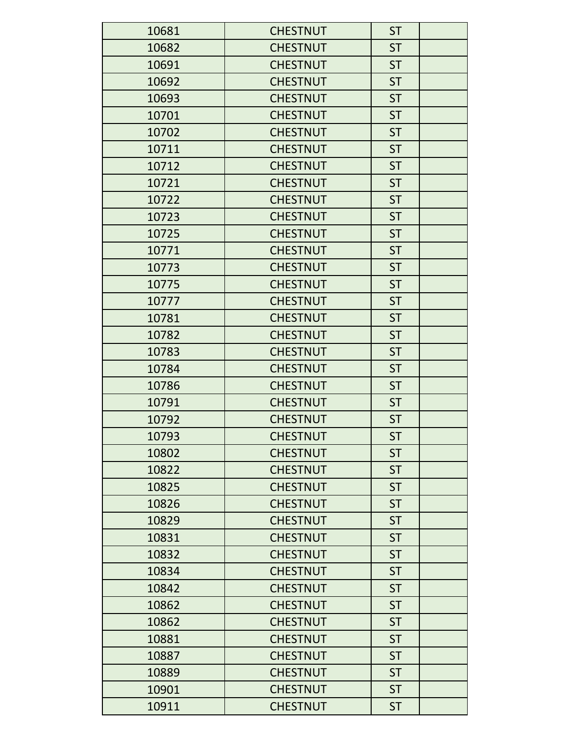| | | | |
|---|---|---|---|
| 10681 | CHESTNUT | ST | |
| 10682 | CHESTNUT | ST | |
| 10691 | CHESTNUT | ST | |
| 10692 | CHESTNUT | ST | |
| 10693 | CHESTNUT | ST | |
| 10701 | CHESTNUT | ST | |
| 10702 | CHESTNUT | ST | |
| 10711 | CHESTNUT | ST | |
| 10712 | CHESTNUT | ST | |
| 10721 | CHESTNUT | ST | |
| 10722 | CHESTNUT | ST | |
| 10723 | CHESTNUT | ST | |
| 10725 | CHESTNUT | ST | |
| 10771 | CHESTNUT | ST | |
| 10773 | CHESTNUT | ST | |
| 10775 | CHESTNUT | ST | |
| 10777 | CHESTNUT | ST | |
| 10781 | CHESTNUT | ST | |
| 10782 | CHESTNUT | ST | |
| 10783 | CHESTNUT | ST | |
| 10784 | CHESTNUT | ST | |
| 10786 | CHESTNUT | ST | |
| 10791 | CHESTNUT | ST | |
| 10792 | CHESTNUT | ST | |
| 10793 | CHESTNUT | ST | |
| 10802 | CHESTNUT | ST | |
| 10822 | CHESTNUT | ST | |
| 10825 | CHESTNUT | ST | |
| 10826 | CHESTNUT | ST | |
| 10829 | CHESTNUT | ST | |
| 10831 | CHESTNUT | ST | |
| 10832 | CHESTNUT | ST | |
| 10834 | CHESTNUT | ST | |
| 10842 | CHESTNUT | ST | |
| 10862 | CHESTNUT | ST | |
| 10862 | CHESTNUT | ST | |
| 10881 | CHESTNUT | ST | |
| 10887 | CHESTNUT | ST | |
| 10889 | CHESTNUT | ST | |
| 10901 | CHESTNUT | ST | |
| 10911 | CHESTNUT | ST | |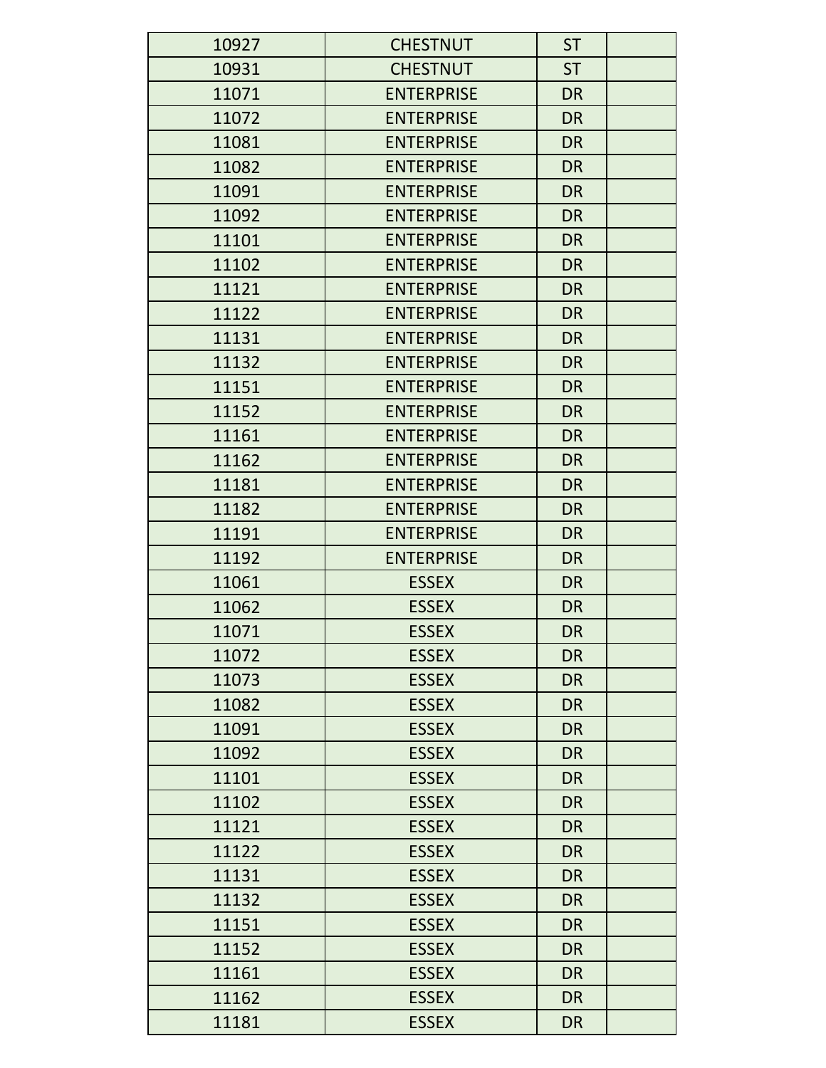| | | | |
|---|---|---|---|
| 10927 | CHESTNUT | ST | |
| 10931 | CHESTNUT | ST | |
| 11071 | ENTERPRISE | DR | |
| 11072 | ENTERPRISE | DR | |
| 11081 | ENTERPRISE | DR | |
| 11082 | ENTERPRISE | DR | |
| 11091 | ENTERPRISE | DR | |
| 11092 | ENTERPRISE | DR | |
| 11101 | ENTERPRISE | DR | |
| 11102 | ENTERPRISE | DR | |
| 11121 | ENTERPRISE | DR | |
| 11122 | ENTERPRISE | DR | |
| 11131 | ENTERPRISE | DR | |
| 11132 | ENTERPRISE | DR | |
| 11151 | ENTERPRISE | DR | |
| 11152 | ENTERPRISE | DR | |
| 11161 | ENTERPRISE | DR | |
| 11162 | ENTERPRISE | DR | |
| 11181 | ENTERPRISE | DR | |
| 11182 | ENTERPRISE | DR | |
| 11191 | ENTERPRISE | DR | |
| 11192 | ENTERPRISE | DR | |
| 11061 | ESSEX | DR | |
| 11062 | ESSEX | DR | |
| 11071 | ESSEX | DR | |
| 11072 | ESSEX | DR | |
| 11073 | ESSEX | DR | |
| 11082 | ESSEX | DR | |
| 11091 | ESSEX | DR | |
| 11092 | ESSEX | DR | |
| 11101 | ESSEX | DR | |
| 11102 | ESSEX | DR | |
| 11121 | ESSEX | DR | |
| 11122 | ESSEX | DR | |
| 11131 | ESSEX | DR | |
| 11132 | ESSEX | DR | |
| 11151 | ESSEX | DR | |
| 11152 | ESSEX | DR | |
| 11161 | ESSEX | DR | |
| 11162 | ESSEX | DR | |
| 11181 | ESSEX | DR | |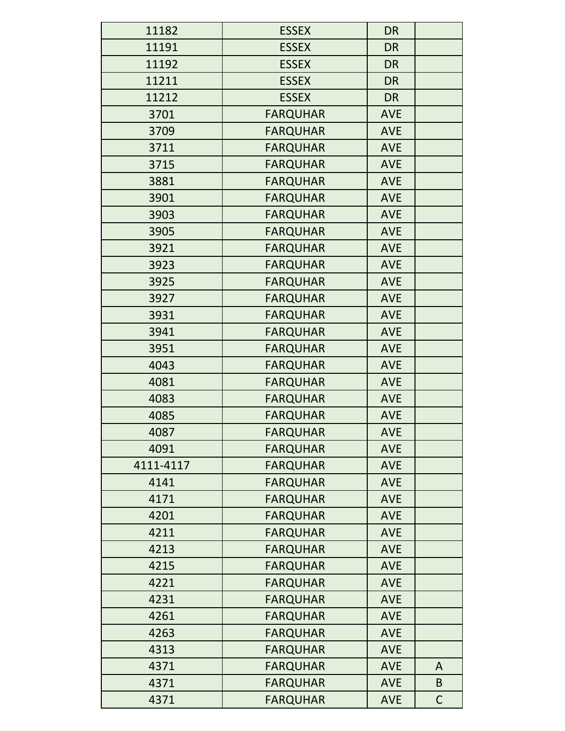| 11182 | ESSEX | DR | |
|---|---|---|---|
| 11191 | ESSEX | DR | |
| 11192 | ESSEX | DR | |
| 11211 | ESSEX | DR | |
| 11212 | ESSEX | DR | |
| 3701 | FARQUHAR | AVE | |
| 3709 | FARQUHAR | AVE | |
| 3711 | FARQUHAR | AVE | |
| 3715 | FARQUHAR | AVE | |
| 3881 | FARQUHAR | AVE | |
| 3901 | FARQUHAR | AVE | |
| 3903 | FARQUHAR | AVE | |
| 3905 | FARQUHAR | AVE | |
| 3921 | FARQUHAR | AVE | |
| 3923 | FARQUHAR | AVE | |
| 3925 | FARQUHAR | AVE | |
| 3927 | FARQUHAR | AVE | |
| 3931 | FARQUHAR | AVE | |
| 3941 | FARQUHAR | AVE | |
| 3951 | FARQUHAR | AVE | |
| 4043 | FARQUHAR | AVE | |
| 4081 | FARQUHAR | AVE | |
| 4083 | FARQUHAR | AVE | |
| 4085 | FARQUHAR | AVE | |
| 4087 | FARQUHAR | AVE | |
| 4091 | FARQUHAR | AVE | |
| 4111-4117 | FARQUHAR | AVE | |
| 4141 | FARQUHAR | AVE | |
| 4171 | FARQUHAR | AVE | |
| 4201 | FARQUHAR | AVE | |
| 4211 | FARQUHAR | AVE | |
| 4213 | FARQUHAR | AVE | |
| 4215 | FARQUHAR | AVE | |
| 4221 | FARQUHAR | AVE | |
| 4231 | FARQUHAR | AVE | |
| 4261 | FARQUHAR | AVE | |
| 4263 | FARQUHAR | AVE | |
| 4313 | FARQUHAR | AVE | |
| 4371 | FARQUHAR | AVE | A |
| 4371 | FARQUHAR | AVE | B |
| 4371 | FARQUHAR | AVE | C |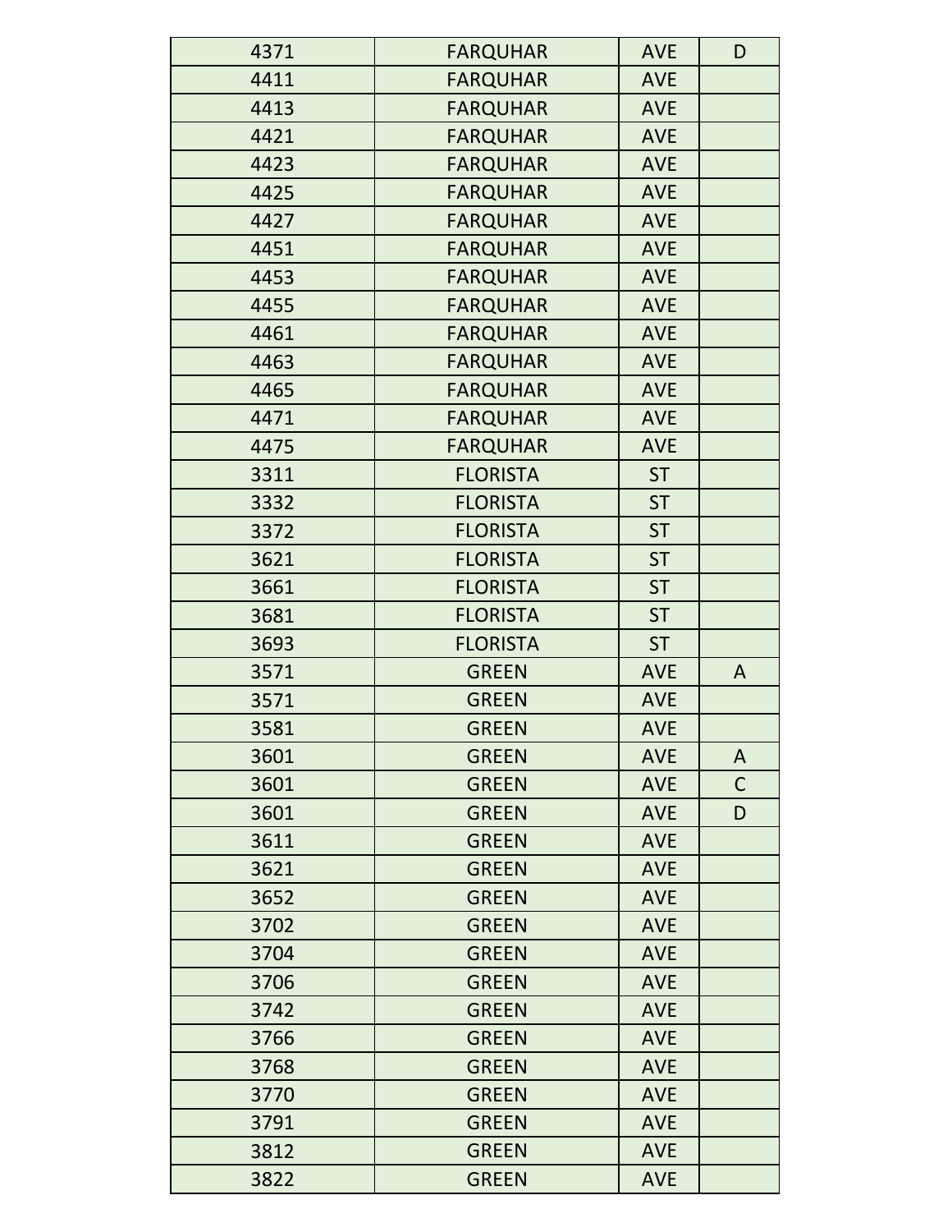| | | | |
|---|---|---|---|
| 4371 | FARQUHAR | AVE | D |
| 4411 | FARQUHAR | AVE | |
| 4413 | FARQUHAR | AVE | |
| 4421 | FARQUHAR | AVE | |
| 4423 | FARQUHAR | AVE | |
| 4425 | FARQUHAR | AVE | |
| 4427 | FARQUHAR | AVE | |
| 4451 | FARQUHAR | AVE | |
| 4453 | FARQUHAR | AVE | |
| 4455 | FARQUHAR | AVE | |
| 4461 | FARQUHAR | AVE | |
| 4463 | FARQUHAR | AVE | |
| 4465 | FARQUHAR | AVE | |
| 4471 | FARQUHAR | AVE | |
| 4475 | FARQUHAR | AVE | |
| 3311 | FLORISTA | ST | |
| 3332 | FLORISTA | ST | |
| 3372 | FLORISTA | ST | |
| 3621 | FLORISTA | ST | |
| 3661 | FLORISTA | ST | |
| 3681 | FLORISTA | ST | |
| 3693 | FLORISTA | ST | |
| 3571 | GREEN | AVE | A |
| 3571 | GREEN | AVE | |
| 3581 | GREEN | AVE | |
| 3601 | GREEN | AVE | A |
| 3601 | GREEN | AVE | C |
| 3601 | GREEN | AVE | D |
| 3611 | GREEN | AVE | |
| 3621 | GREEN | AVE | |
| 3652 | GREEN | AVE | |
| 3702 | GREEN | AVE | |
| 3704 | GREEN | AVE | |
| 3706 | GREEN | AVE | |
| 3742 | GREEN | AVE | |
| 3766 | GREEN | AVE | |
| 3768 | GREEN | AVE | |
| 3770 | GREEN | AVE | |
| 3791 | GREEN | AVE | |
| 3812 | GREEN | AVE | |
| 3822 | GREEN | AVE | |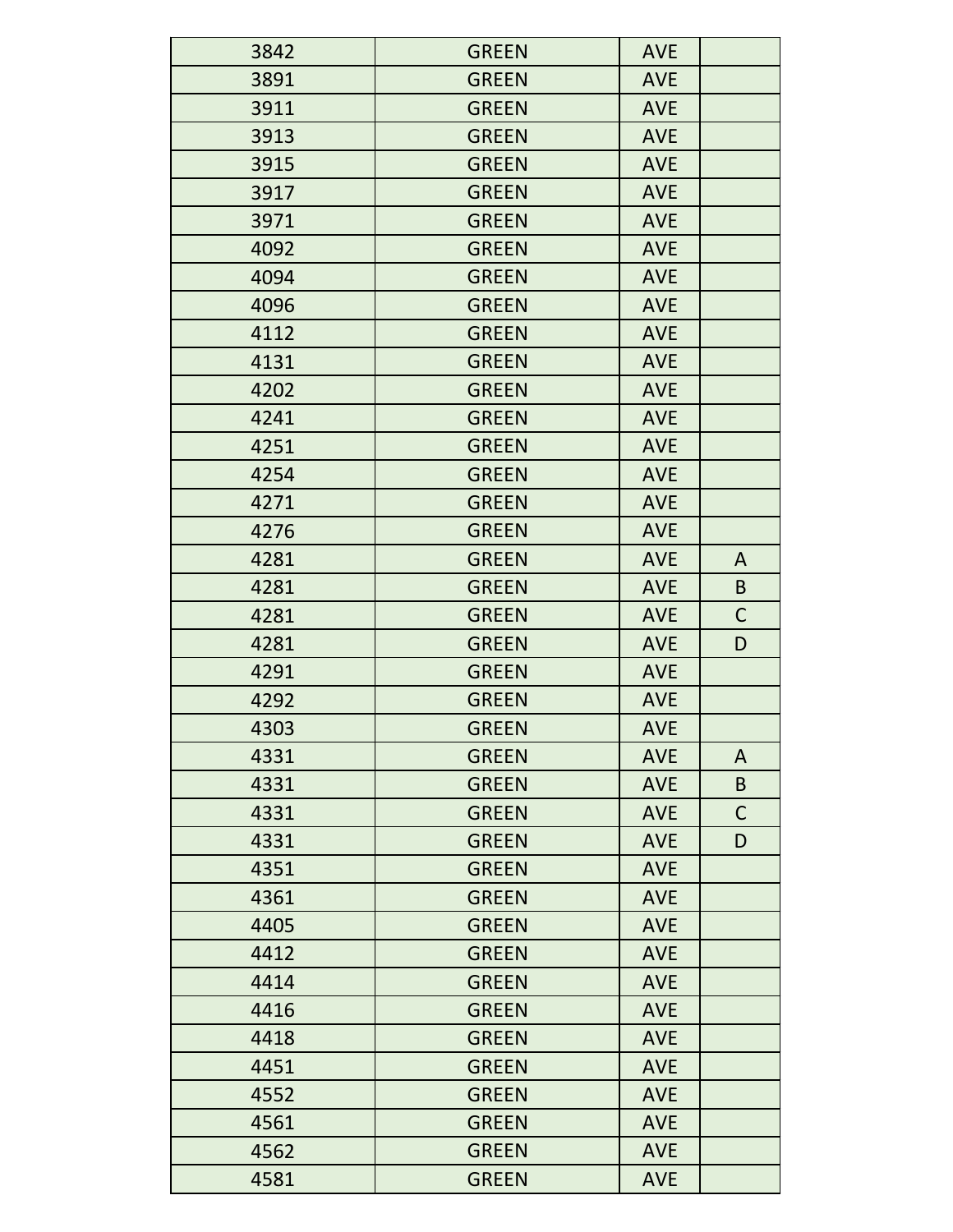| 3842 | GREEN | AVE | |
|---|---|---|---|
| 3891 | GREEN | AVE | |
| 3911 | GREEN | AVE | |
| 3913 | GREEN | AVE | |
| 3915 | GREEN | AVE | |
| 3917 | GREEN | AVE | |
| 3971 | GREEN | AVE | |
| 4092 | GREEN | AVE | |
| 4094 | GREEN | AVE | |
| 4096 | GREEN | AVE | |
| 4112 | GREEN | AVE | |
| 4131 | GREEN | AVE | |
| 4202 | GREEN | AVE | |
| 4241 | GREEN | AVE | |
| 4251 | GREEN | AVE | |
| 4254 | GREEN | AVE | |
| 4271 | GREEN | AVE | |
| 4276 | GREEN | AVE | |
| 4281 | GREEN | AVE | A |
| 4281 | GREEN | AVE | B |
| 4281 | GREEN | AVE | C |
| 4281 | GREEN | AVE | D |
| 4291 | GREEN | AVE | |
| 4292 | GREEN | AVE | |
| 4303 | GREEN | AVE | |
| 4331 | GREEN | AVE | A |
| 4331 | GREEN | AVE | B |
| 4331 | GREEN | AVE | C |
| 4331 | GREEN | AVE | D |
| 4351 | GREEN | AVE | |
| 4361 | GREEN | AVE | |
| 4405 | GREEN | AVE | |
| 4412 | GREEN | AVE | |
| 4414 | GREEN | AVE | |
| 4416 | GREEN | AVE | |
| 4418 | GREEN | AVE | |
| 4451 | GREEN | AVE | |
| 4552 | GREEN | AVE | |
| 4561 | GREEN | AVE | |
| 4562 | GREEN | AVE | |
| 4581 | GREEN | AVE | |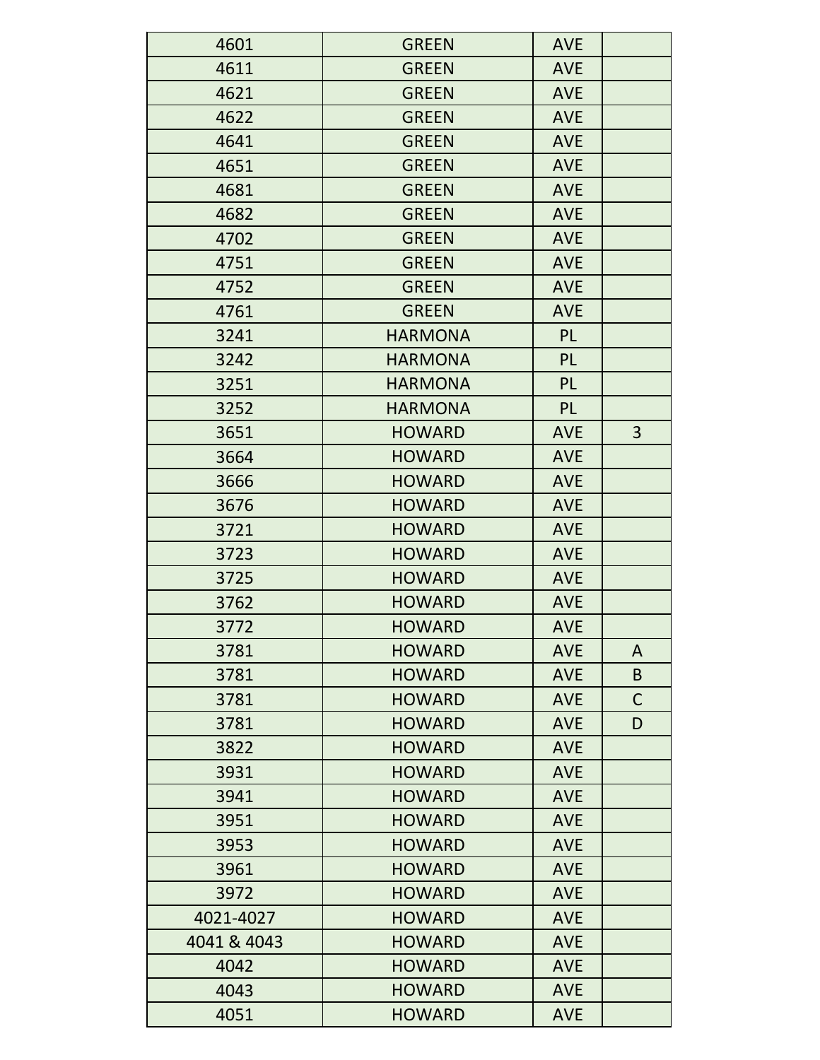| | | | |
|---|---|---|---|
| 4601 | GREEN | AVE | |
| 4611 | GREEN | AVE | |
| 4621 | GREEN | AVE | |
| 4622 | GREEN | AVE | |
| 4641 | GREEN | AVE | |
| 4651 | GREEN | AVE | |
| 4681 | GREEN | AVE | |
| 4682 | GREEN | AVE | |
| 4702 | GREEN | AVE | |
| 4751 | GREEN | AVE | |
| 4752 | GREEN | AVE | |
| 4761 | GREEN | AVE | |
| 3241 | HARMONA | PL | |
| 3242 | HARMONA | PL | |
| 3251 | HARMONA | PL | |
| 3252 | HARMONA | PL | |
| 3651 | HOWARD | AVE | 3 |
| 3664 | HOWARD | AVE | |
| 3666 | HOWARD | AVE | |
| 3676 | HOWARD | AVE | |
| 3721 | HOWARD | AVE | |
| 3723 | HOWARD | AVE | |
| 3725 | HOWARD | AVE | |
| 3762 | HOWARD | AVE | |
| 3772 | HOWARD | AVE | |
| 3781 | HOWARD | AVE | A |
| 3781 | HOWARD | AVE | B |
| 3781 | HOWARD | AVE | C |
| 3781 | HOWARD | AVE | D |
| 3822 | HOWARD | AVE | |
| 3931 | HOWARD | AVE | |
| 3941 | HOWARD | AVE | |
| 3951 | HOWARD | AVE | |
| 3953 | HOWARD | AVE | |
| 3961 | HOWARD | AVE | |
| 3972 | HOWARD | AVE | |
| 4021-4027 | HOWARD | AVE | |
| 4041 & 4043 | HOWARD | AVE | |
| 4042 | HOWARD | AVE | |
| 4043 | HOWARD | AVE | |
| 4051 | HOWARD | AVE | |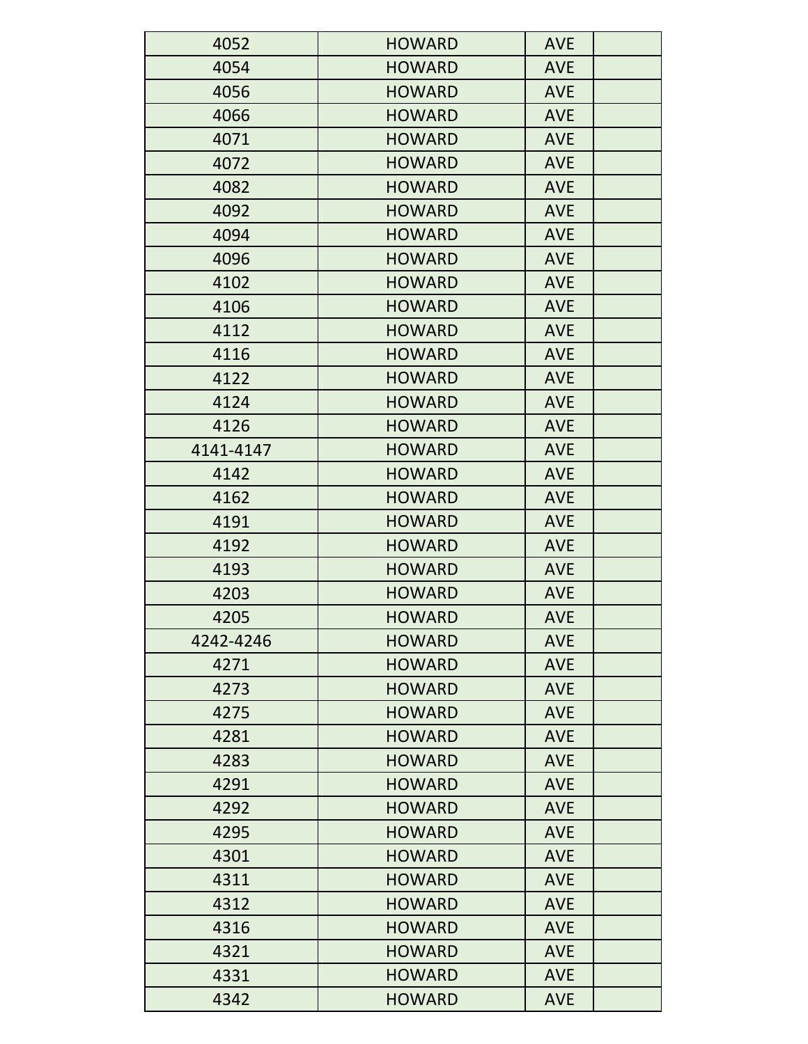| 4052 | HOWARD | AVE | |
|---|---|---|---|
| 4054 | HOWARD | AVE | |
| 4056 | HOWARD | AVE | |
| 4066 | HOWARD | AVE | |
| 4071 | HOWARD | AVE | |
| 4072 | HOWARD | AVE | |
| 4082 | HOWARD | AVE | |
| 4092 | HOWARD | AVE | |
| 4094 | HOWARD | AVE | |
| 4096 | HOWARD | AVE | |
| 4102 | HOWARD | AVE | |
| 4106 | HOWARD | AVE | |
| 4112 | HOWARD | AVE | |
| 4116 | HOWARD | AVE | |
| 4122 | HOWARD | AVE | |
| 4124 | HOWARD | AVE | |
| 4126 | HOWARD | AVE | |
| 4141-4147 | HOWARD | AVE | |
| 4142 | HOWARD | AVE | |
| 4162 | HOWARD | AVE | |
| 4191 | HOWARD | AVE | |
| 4192 | HOWARD | AVE | |
| 4193 | HOWARD | AVE | |
| 4203 | HOWARD | AVE | |
| 4205 | HOWARD | AVE | |
| 4242-4246 | HOWARD | AVE | |
| 4271 | HOWARD | AVE | |
| 4273 | HOWARD | AVE | |
| 4275 | HOWARD | AVE | |
| 4281 | HOWARD | AVE | |
| 4283 | HOWARD | AVE | |
| 4291 | HOWARD | AVE | |
| 4292 | HOWARD | AVE | |
| 4295 | HOWARD | AVE | |
| 4301 | HOWARD | AVE | |
| 4311 | HOWARD | AVE | |
| 4312 | HOWARD | AVE | |
| 4316 | HOWARD | AVE | |
| 4321 | HOWARD | AVE | |
| 4331 | HOWARD | AVE | |
| 4342 | HOWARD | AVE | |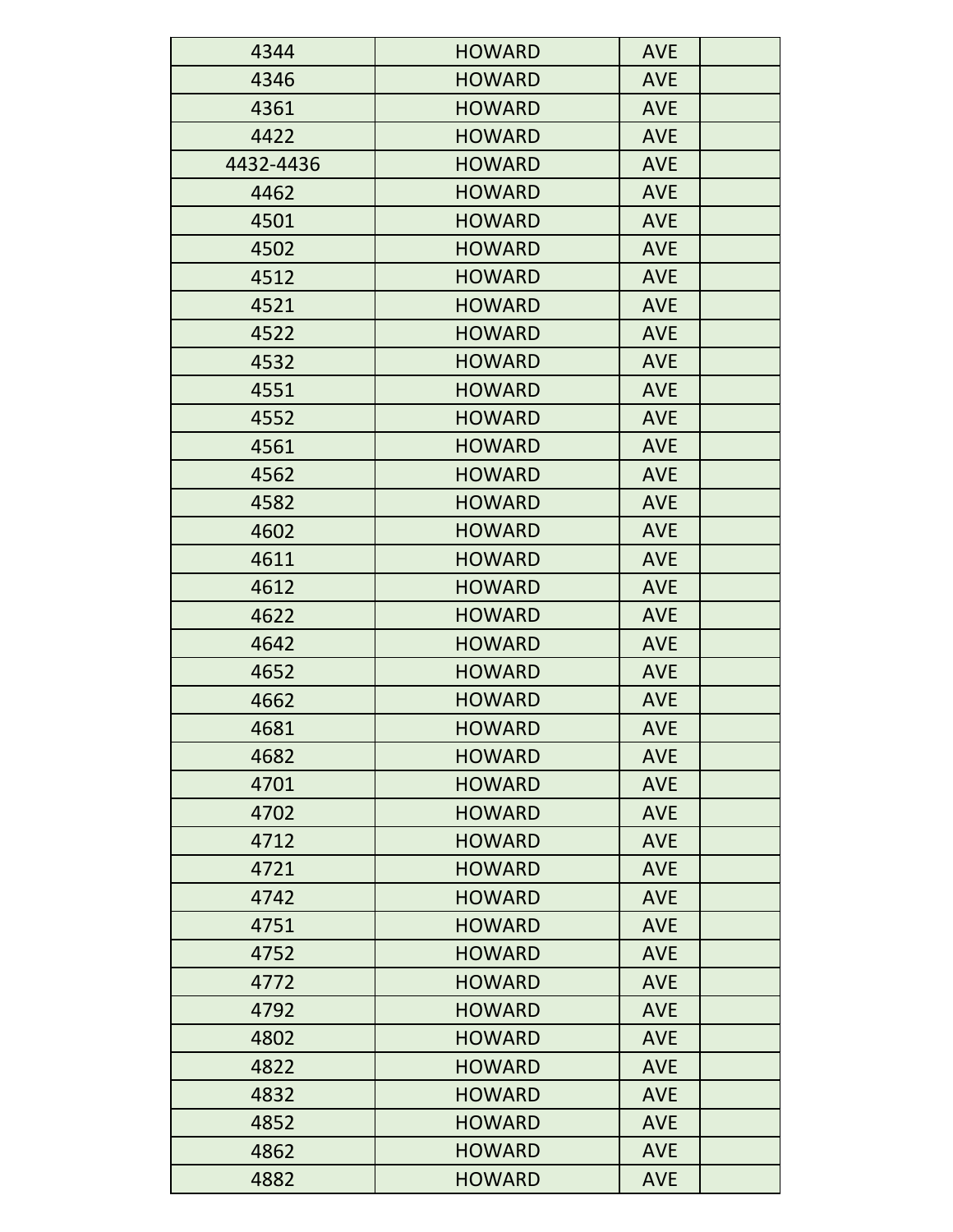| | | | |
|---|---|---|---|
| 4344 | HOWARD | AVE | |
| 4346 | HOWARD | AVE | |
| 4361 | HOWARD | AVE | |
| 4422 | HOWARD | AVE | |
| 4432-4436 | HOWARD | AVE | |
| 4462 | HOWARD | AVE | |
| 4501 | HOWARD | AVE | |
| 4502 | HOWARD | AVE | |
| 4512 | HOWARD | AVE | |
| 4521 | HOWARD | AVE | |
| 4522 | HOWARD | AVE | |
| 4532 | HOWARD | AVE | |
| 4551 | HOWARD | AVE | |
| 4552 | HOWARD | AVE | |
| 4561 | HOWARD | AVE | |
| 4562 | HOWARD | AVE | |
| 4582 | HOWARD | AVE | |
| 4602 | HOWARD | AVE | |
| 4611 | HOWARD | AVE | |
| 4612 | HOWARD | AVE | |
| 4622 | HOWARD | AVE | |
| 4642 | HOWARD | AVE | |
| 4652 | HOWARD | AVE | |
| 4662 | HOWARD | AVE | |
| 4681 | HOWARD | AVE | |
| 4682 | HOWARD | AVE | |
| 4701 | HOWARD | AVE | |
| 4702 | HOWARD | AVE | |
| 4712 | HOWARD | AVE | |
| 4721 | HOWARD | AVE | |
| 4742 | HOWARD | AVE | |
| 4751 | HOWARD | AVE | |
| 4752 | HOWARD | AVE | |
| 4772 | HOWARD | AVE | |
| 4792 | HOWARD | AVE | |
| 4802 | HOWARD | AVE | |
| 4822 | HOWARD | AVE | |
| 4832 | HOWARD | AVE | |
| 4852 | HOWARD | AVE | |
| 4862 | HOWARD | AVE | |
| 4882 | HOWARD | AVE | |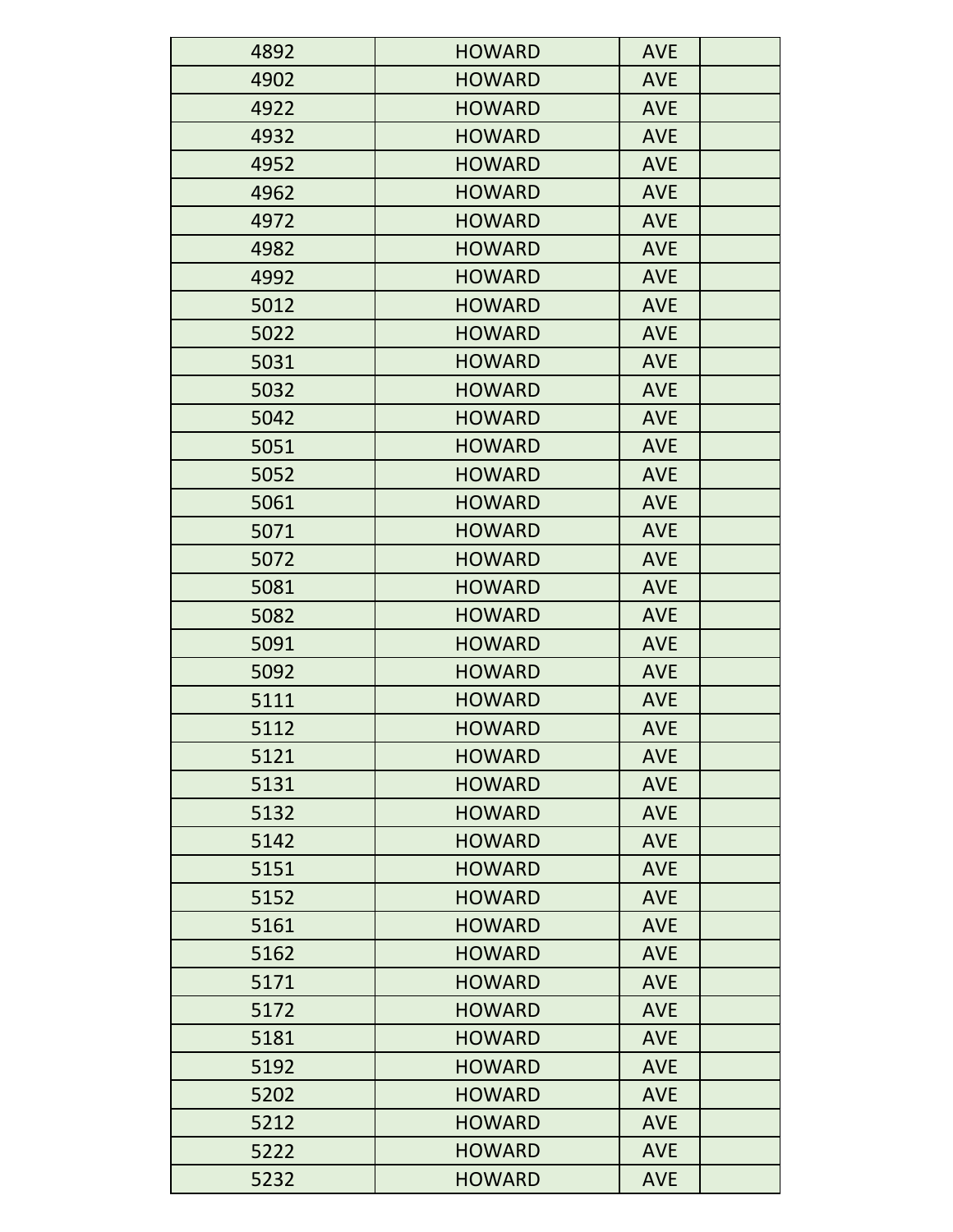| 4892 | HOWARD | AVE | |
|---|---|---|---|
| 4902 | HOWARD | AVE | |
| 4922 | HOWARD | AVE | |
| 4932 | HOWARD | AVE | |
| 4952 | HOWARD | AVE | |
| 4962 | HOWARD | AVE | |
| 4972 | HOWARD | AVE | |
| 4982 | HOWARD | AVE | |
| 4992 | HOWARD | AVE | |
| 5012 | HOWARD | AVE | |
| 5022 | HOWARD | AVE | |
| 5031 | HOWARD | AVE | |
| 5032 | HOWARD | AVE | |
| 5042 | HOWARD | AVE | |
| 5051 | HOWARD | AVE | |
| 5052 | HOWARD | AVE | |
| 5061 | HOWARD | AVE | |
| 5071 | HOWARD | AVE | |
| 5072 | HOWARD | AVE | |
| 5081 | HOWARD | AVE | |
| 5082 | HOWARD | AVE | |
| 5091 | HOWARD | AVE | |
| 5092 | HOWARD | AVE | |
| 5111 | HOWARD | AVE | |
| 5112 | HOWARD | AVE | |
| 5121 | HOWARD | AVE | |
| 5131 | HOWARD | AVE | |
| 5132 | HOWARD | AVE | |
| 5142 | HOWARD | AVE | |
| 5151 | HOWARD | AVE | |
| 5152 | HOWARD | AVE | |
| 5161 | HOWARD | AVE | |
| 5162 | HOWARD | AVE | |
| 5171 | HOWARD | AVE | |
| 5172 | HOWARD | AVE | |
| 5181 | HOWARD | AVE | |
| 5192 | HOWARD | AVE | |
| 5202 | HOWARD | AVE | |
| 5212 | HOWARD | AVE | |
| 5222 | HOWARD | AVE | |
| 5232 | HOWARD | AVE | |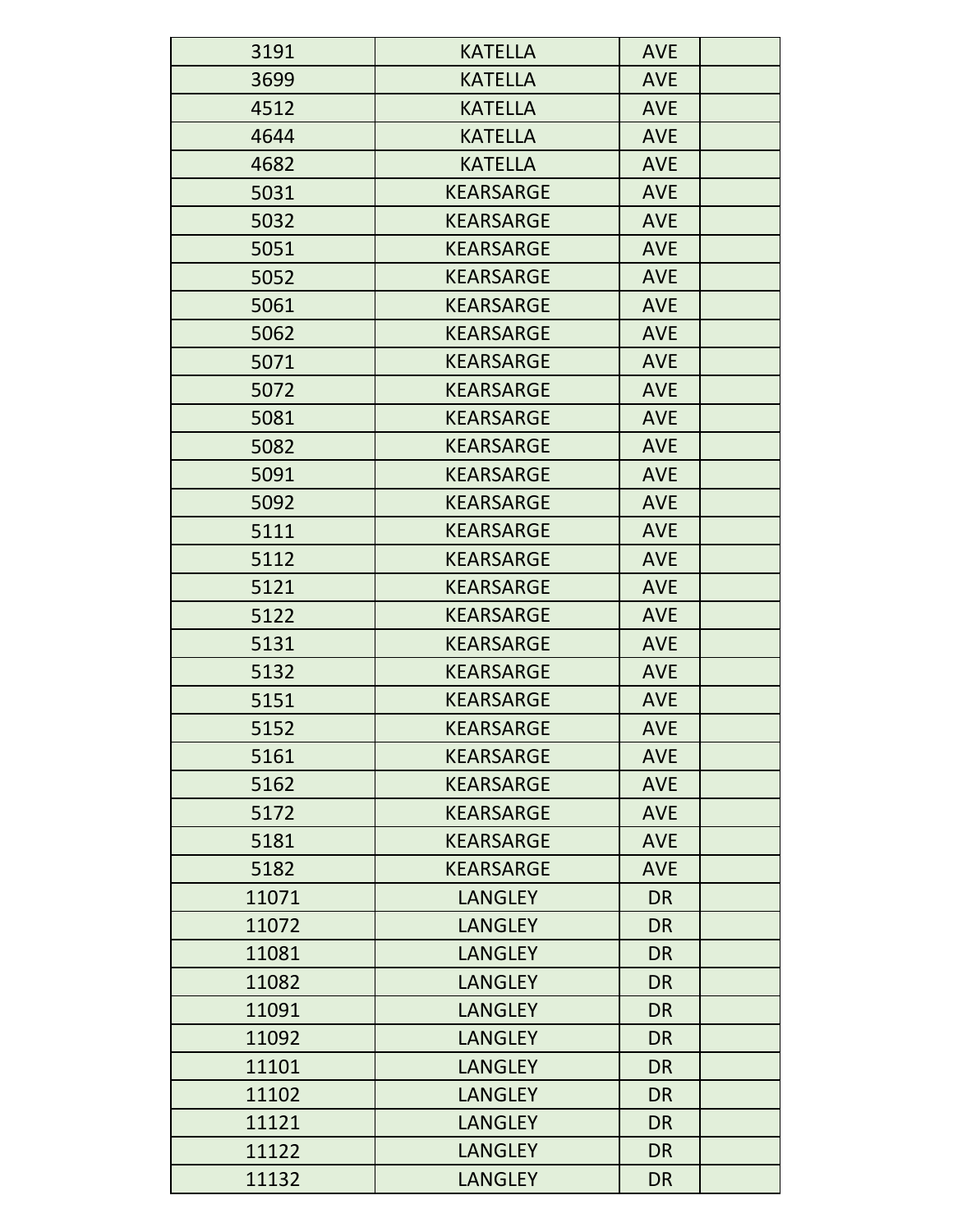| | | | |
|---|---|---|---|
| 3191 | KATELLA | AVE | |
| 3699 | KATELLA | AVE | |
| 4512 | KATELLA | AVE | |
| 4644 | KATELLA | AVE | |
| 4682 | KATELLA | AVE | |
| 5031 | KEARSARGE | AVE | |
| 5032 | KEARSARGE | AVE | |
| 5051 | KEARSARGE | AVE | |
| 5052 | KEARSARGE | AVE | |
| 5061 | KEARSARGE | AVE | |
| 5062 | KEARSARGE | AVE | |
| 5071 | KEARSARGE | AVE | |
| 5072 | KEARSARGE | AVE | |
| 5081 | KEARSARGE | AVE | |
| 5082 | KEARSARGE | AVE | |
| 5091 | KEARSARGE | AVE | |
| 5092 | KEARSARGE | AVE | |
| 5111 | KEARSARGE | AVE | |
| 5112 | KEARSARGE | AVE | |
| 5121 | KEARSARGE | AVE | |
| 5122 | KEARSARGE | AVE | |
| 5131 | KEARSARGE | AVE | |
| 5132 | KEARSARGE | AVE | |
| 5151 | KEARSARGE | AVE | |
| 5152 | KEARSARGE | AVE | |
| 5161 | KEARSARGE | AVE | |
| 5162 | KEARSARGE | AVE | |
| 5172 | KEARSARGE | AVE | |
| 5181 | KEARSARGE | AVE | |
| 5182 | KEARSARGE | AVE | |
| 11071 | LANGLEY | DR | |
| 11072 | LANGLEY | DR | |
| 11081 | LANGLEY | DR | |
| 11082 | LANGLEY | DR | |
| 11091 | LANGLEY | DR | |
| 11092 | LANGLEY | DR | |
| 11101 | LANGLEY | DR | |
| 11102 | LANGLEY | DR | |
| 11121 | LANGLEY | DR | |
| 11122 | LANGLEY | DR | |
| 11132 | LANGLEY | DR | |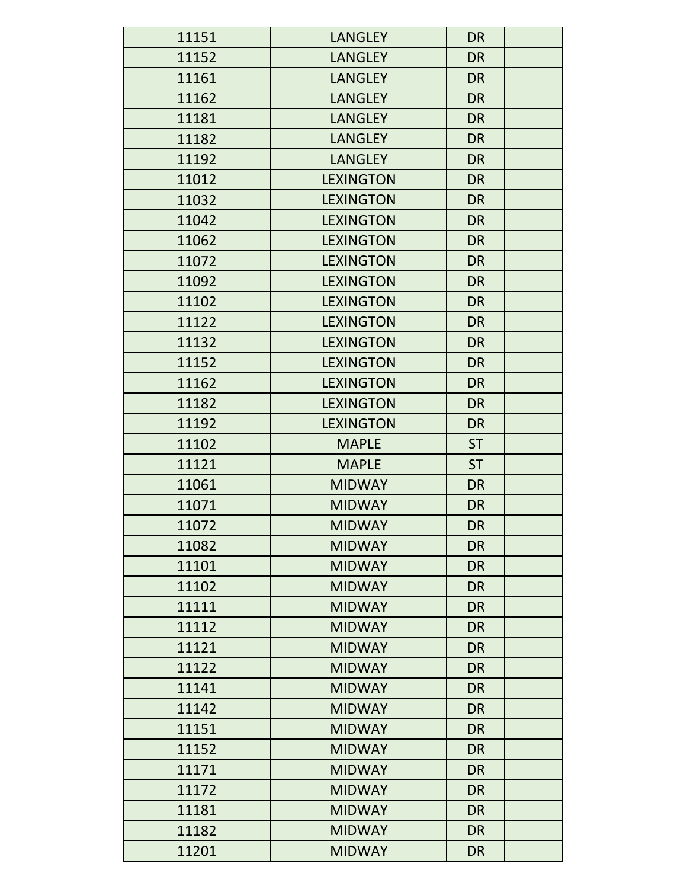| | | | |
|---|---|---|---|
| 11151 | LANGLEY | DR | |
| 11152 | LANGLEY | DR | |
| 11161 | LANGLEY | DR | |
| 11162 | LANGLEY | DR | |
| 11181 | LANGLEY | DR | |
| 11182 | LANGLEY | DR | |
| 11192 | LANGLEY | DR | |
| 11012 | LEXINGTON | DR | |
| 11032 | LEXINGTON | DR | |
| 11042 | LEXINGTON | DR | |
| 11062 | LEXINGTON | DR | |
| 11072 | LEXINGTON | DR | |
| 11092 | LEXINGTON | DR | |
| 11102 | LEXINGTON | DR | |
| 11122 | LEXINGTON | DR | |
| 11132 | LEXINGTON | DR | |
| 11152 | LEXINGTON | DR | |
| 11162 | LEXINGTON | DR | |
| 11182 | LEXINGTON | DR | |
| 11192 | LEXINGTON | DR | |
| 11102 | MAPLE | ST | |
| 11121 | MAPLE | ST | |
| 11061 | MIDWAY | DR | |
| 11071 | MIDWAY | DR | |
| 11072 | MIDWAY | DR | |
| 11082 | MIDWAY | DR | |
| 11101 | MIDWAY | DR | |
| 11102 | MIDWAY | DR | |
| 11111 | MIDWAY | DR | |
| 11112 | MIDWAY | DR | |
| 11121 | MIDWAY | DR | |
| 11122 | MIDWAY | DR | |
| 11141 | MIDWAY | DR | |
| 11142 | MIDWAY | DR | |
| 11151 | MIDWAY | DR | |
| 11152 | MIDWAY | DR | |
| 11171 | MIDWAY | DR | |
| 11172 | MIDWAY | DR | |
| 11181 | MIDWAY | DR | |
| 11182 | MIDWAY | DR | |
| 11201 | MIDWAY | DR | |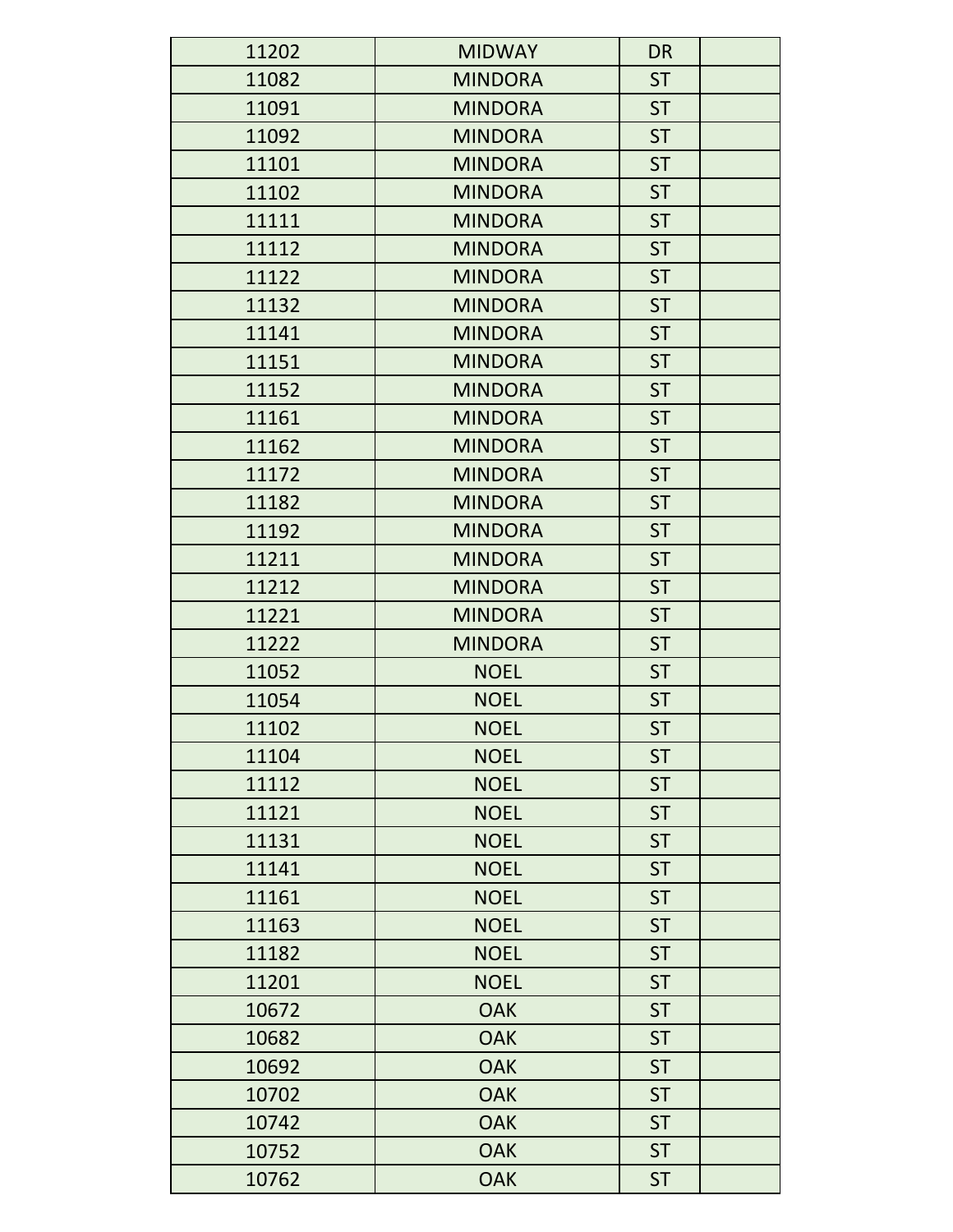| | | | |
|---|---|---|---|
| 11202 | MIDWAY | DR | |
| 11082 | MINDORA | ST | |
| 11091 | MINDORA | ST | |
| 11092 | MINDORA | ST | |
| 11101 | MINDORA | ST | |
| 11102 | MINDORA | ST | |
| 11111 | MINDORA | ST | |
| 11112 | MINDORA | ST | |
| 11122 | MINDORA | ST | |
| 11132 | MINDORA | ST | |
| 11141 | MINDORA | ST | |
| 11151 | MINDORA | ST | |
| 11152 | MINDORA | ST | |
| 11161 | MINDORA | ST | |
| 11162 | MINDORA | ST | |
| 11172 | MINDORA | ST | |
| 11182 | MINDORA | ST | |
| 11192 | MINDORA | ST | |
| 11211 | MINDORA | ST | |
| 11212 | MINDORA | ST | |
| 11221 | MINDORA | ST | |
| 11222 | MINDORA | ST | |
| 11052 | NOEL | ST | |
| 11054 | NOEL | ST | |
| 11102 | NOEL | ST | |
| 11104 | NOEL | ST | |
| 11112 | NOEL | ST | |
| 11121 | NOEL | ST | |
| 11131 | NOEL | ST | |
| 11141 | NOEL | ST | |
| 11161 | NOEL | ST | |
| 11163 | NOEL | ST | |
| 11182 | NOEL | ST | |
| 11201 | NOEL | ST | |
| 10672 | OAK | ST | |
| 10682 | OAK | ST | |
| 10692 | OAK | ST | |
| 10702 | OAK | ST | |
| 10742 | OAK | ST | |
| 10752 | OAK | ST | |
| 10762 | OAK | ST | |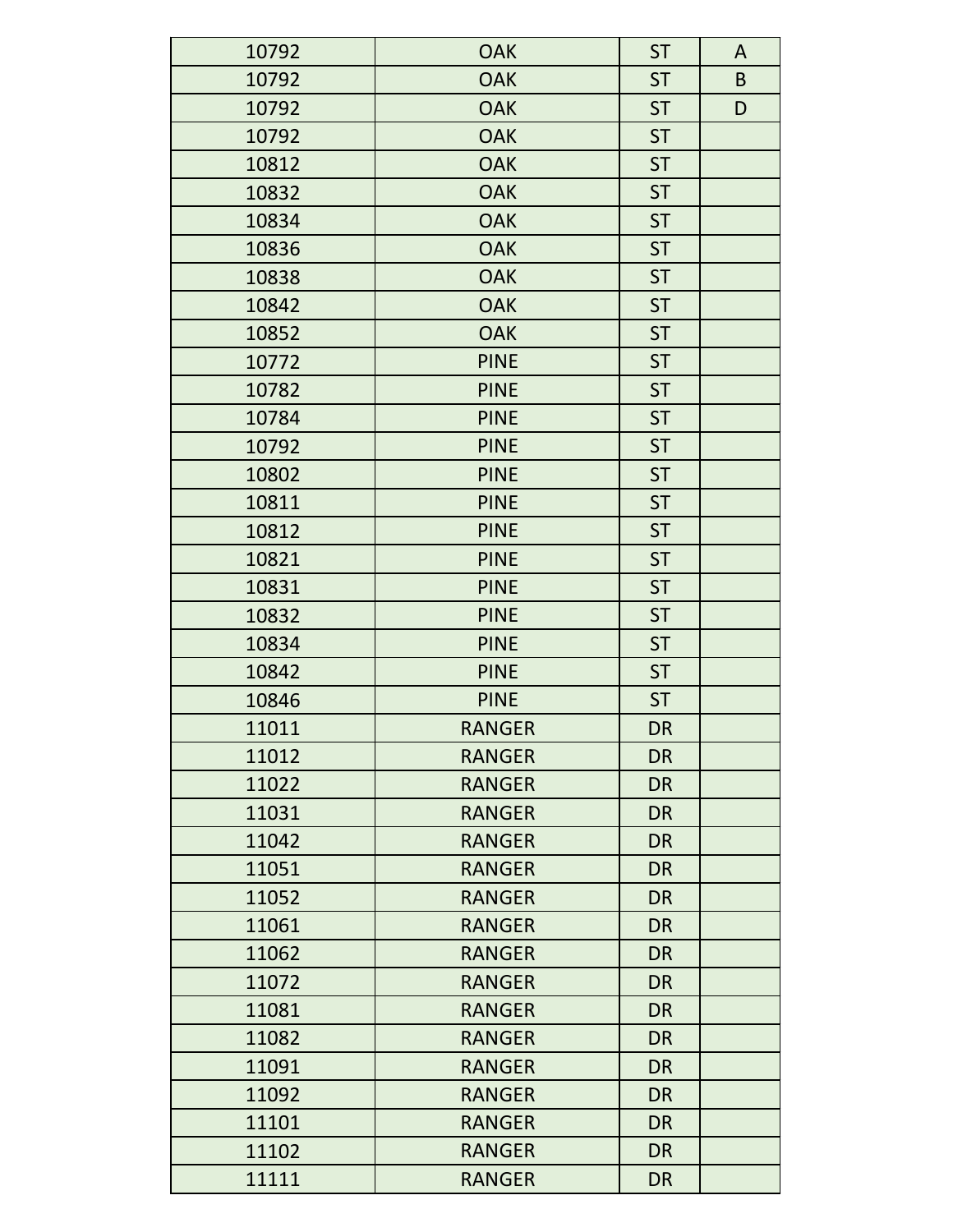| | | | |
|---|---|---|---|
| 10792 | OAK | ST | A |
| 10792 | OAK | ST | B |
| 10792 | OAK | ST | D |
| 10792 | OAK | ST | |
| 10812 | OAK | ST | |
| 10832 | OAK | ST | |
| 10834 | OAK | ST | |
| 10836 | OAK | ST | |
| 10838 | OAK | ST | |
| 10842 | OAK | ST | |
| 10852 | OAK | ST | |
| 10772 | PINE | ST | |
| 10782 | PINE | ST | |
| 10784 | PINE | ST | |
| 10792 | PINE | ST | |
| 10802 | PINE | ST | |
| 10811 | PINE | ST | |
| 10812 | PINE | ST | |
| 10821 | PINE | ST | |
| 10831 | PINE | ST | |
| 10832 | PINE | ST | |
| 10834 | PINE | ST | |
| 10842 | PINE | ST | |
| 10846 | PINE | ST | |
| 11011 | RANGER | DR | |
| 11012 | RANGER | DR | |
| 11022 | RANGER | DR | |
| 11031 | RANGER | DR | |
| 11042 | RANGER | DR | |
| 11051 | RANGER | DR | |
| 11052 | RANGER | DR | |
| 11061 | RANGER | DR | |
| 11062 | RANGER | DR | |
| 11072 | RANGER | DR | |
| 11081 | RANGER | DR | |
| 11082 | RANGER | DR | |
| 11091 | RANGER | DR | |
| 11092 | RANGER | DR | |
| 11101 | RANGER | DR | |
| 11102 | RANGER | DR | |
| 11111 | RANGER | DR | |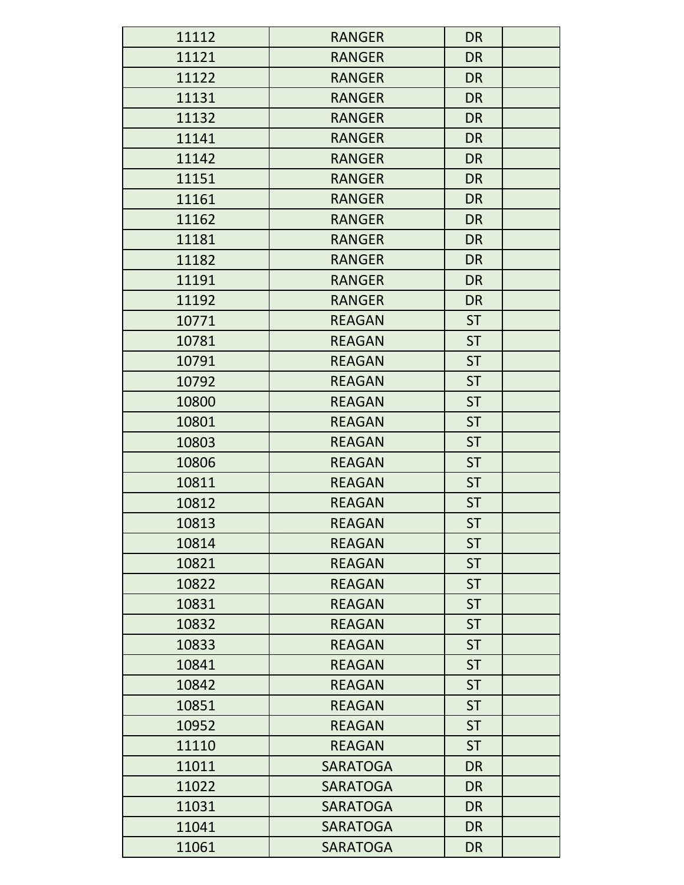| | | | |
|---|---|---|---|
| 11112 | RANGER | DR | |
| 11121 | RANGER | DR | |
| 11122 | RANGER | DR | |
| 11131 | RANGER | DR | |
| 11132 | RANGER | DR | |
| 11141 | RANGER | DR | |
| 11142 | RANGER | DR | |
| 11151 | RANGER | DR | |
| 11161 | RANGER | DR | |
| 11162 | RANGER | DR | |
| 11181 | RANGER | DR | |
| 11182 | RANGER | DR | |
| 11191 | RANGER | DR | |
| 11192 | RANGER | DR | |
| 10771 | REAGAN | ST | |
| 10781 | REAGAN | ST | |
| 10791 | REAGAN | ST | |
| 10792 | REAGAN | ST | |
| 10800 | REAGAN | ST | |
| 10801 | REAGAN | ST | |
| 10803 | REAGAN | ST | |
| 10806 | REAGAN | ST | |
| 10811 | REAGAN | ST | |
| 10812 | REAGAN | ST | |
| 10813 | REAGAN | ST | |
| 10814 | REAGAN | ST | |
| 10821 | REAGAN | ST | |
| 10822 | REAGAN | ST | |
| 10831 | REAGAN | ST | |
| 10832 | REAGAN | ST | |
| 10833 | REAGAN | ST | |
| 10841 | REAGAN | ST | |
| 10842 | REAGAN | ST | |
| 10851 | REAGAN | ST | |
| 10952 | REAGAN | ST | |
| 11110 | REAGAN | ST | |
| 11011 | SARATOGA | DR | |
| 11022 | SARATOGA | DR | |
| 11031 | SARATOGA | DR | |
| 11041 | SARATOGA | DR | |
| 11061 | SARATOGA | DR | |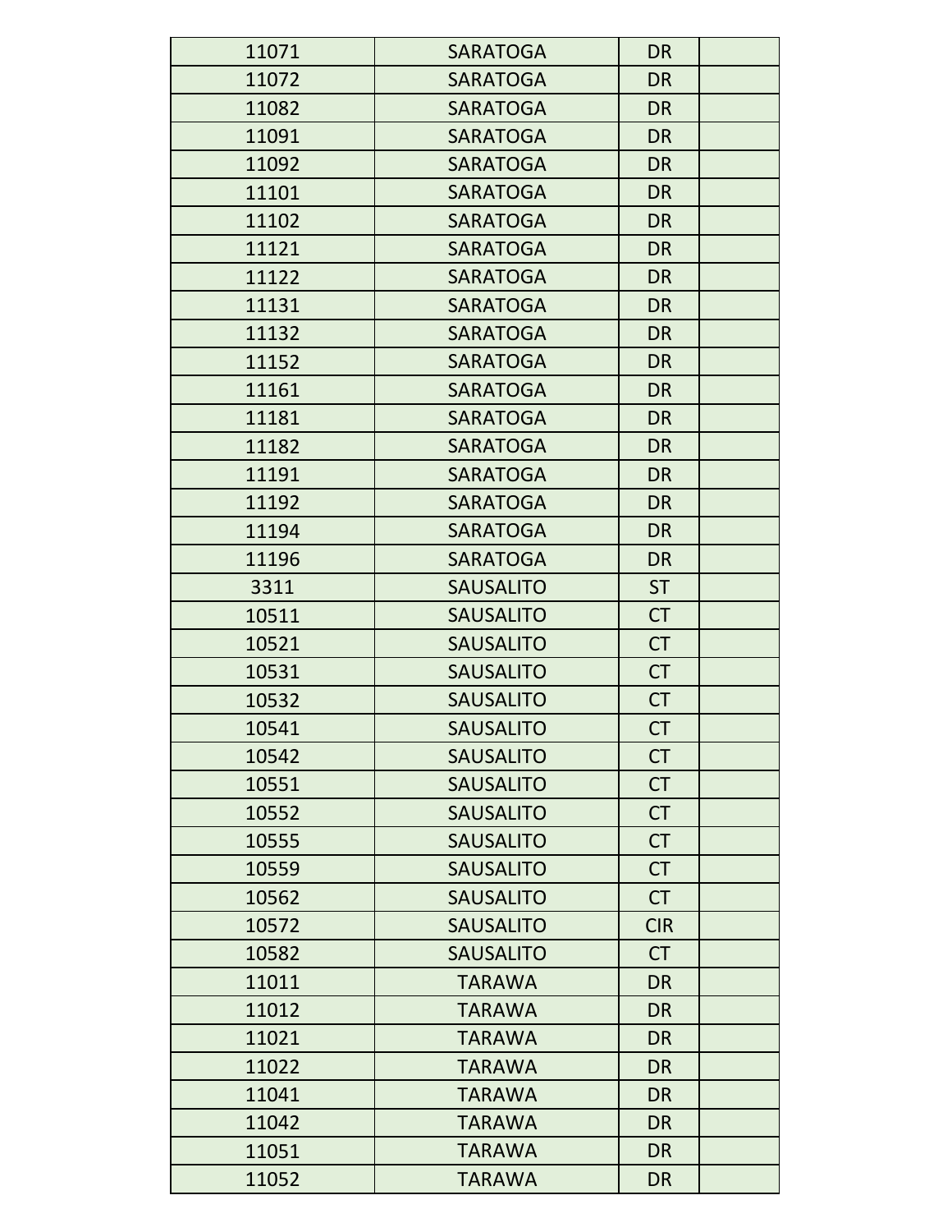| | | | |
|---|---|---|---|
| 11071 | SARATOGA | DR | |
| 11072 | SARATOGA | DR | |
| 11082 | SARATOGA | DR | |
| 11091 | SARATOGA | DR | |
| 11092 | SARATOGA | DR | |
| 11101 | SARATOGA | DR | |
| 11102 | SARATOGA | DR | |
| 11121 | SARATOGA | DR | |
| 11122 | SARATOGA | DR | |
| 11131 | SARATOGA | DR | |
| 11132 | SARATOGA | DR | |
| 11152 | SARATOGA | DR | |
| 11161 | SARATOGA | DR | |
| 11181 | SARATOGA | DR | |
| 11182 | SARATOGA | DR | |
| 11191 | SARATOGA | DR | |
| 11192 | SARATOGA | DR | |
| 11194 | SARATOGA | DR | |
| 11196 | SARATOGA | DR | |
| 3311 | SAUSALITO | ST | |
| 10511 | SAUSALITO | CT | |
| 10521 | SAUSALITO | CT | |
| 10531 | SAUSALITO | CT | |
| 10532 | SAUSALITO | CT | |
| 10541 | SAUSALITO | CT | |
| 10542 | SAUSALITO | CT | |
| 10551 | SAUSALITO | CT | |
| 10552 | SAUSALITO | CT | |
| 10555 | SAUSALITO | CT | |
| 10559 | SAUSALITO | CT | |
| 10562 | SAUSALITO | CT | |
| 10572 | SAUSALITO | CIR | |
| 10582 | SAUSALITO | CT | |
| 11011 | TARAWA | DR | |
| 11012 | TARAWA | DR | |
| 11021 | TARAWA | DR | |
| 11022 | TARAWA | DR | |
| 11041 | TARAWA | DR | |
| 11042 | TARAWA | DR | |
| 11051 | TARAWA | DR | |
| 11052 | TARAWA | DR | |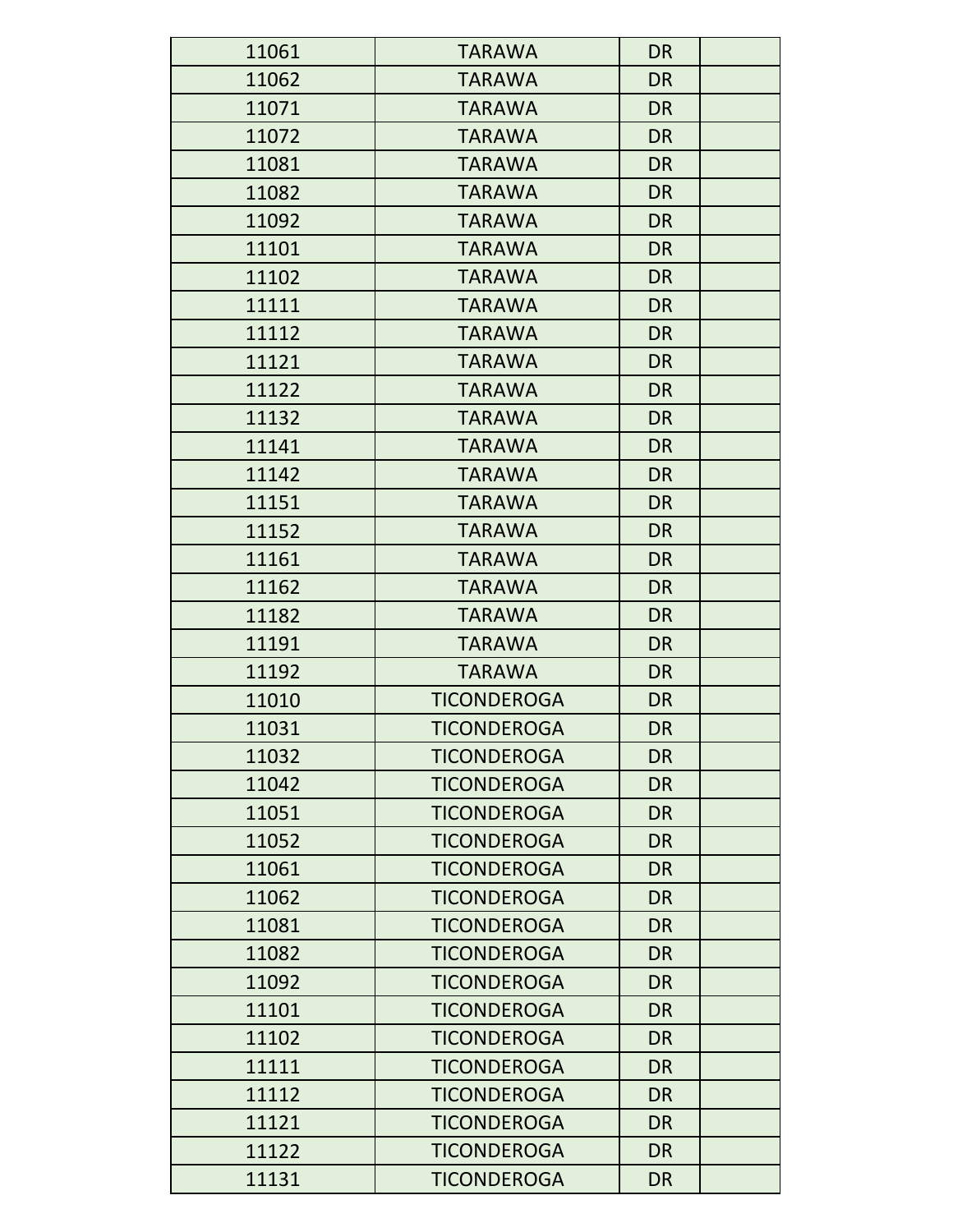| | | | |
|---|---|---|---|
| 11061 | TARAWA | DR | |
| 11062 | TARAWA | DR | |
| 11071 | TARAWA | DR | |
| 11072 | TARAWA | DR | |
| 11081 | TARAWA | DR | |
| 11082 | TARAWA | DR | |
| 11092 | TARAWA | DR | |
| 11101 | TARAWA | DR | |
| 11102 | TARAWA | DR | |
| 11111 | TARAWA | DR | |
| 11112 | TARAWA | DR | |
| 11121 | TARAWA | DR | |
| 11122 | TARAWA | DR | |
| 11132 | TARAWA | DR | |
| 11141 | TARAWA | DR | |
| 11142 | TARAWA | DR | |
| 11151 | TARAWA | DR | |
| 11152 | TARAWA | DR | |
| 11161 | TARAWA | DR | |
| 11162 | TARAWA | DR | |
| 11182 | TARAWA | DR | |
| 11191 | TARAWA | DR | |
| 11192 | TARAWA | DR | |
| 11010 | TICONDEROGA | DR | |
| 11031 | TICONDEROGA | DR | |
| 11032 | TICONDEROGA | DR | |
| 11042 | TICONDEROGA | DR | |
| 11051 | TICONDEROGA | DR | |
| 11052 | TICONDEROGA | DR | |
| 11061 | TICONDEROGA | DR | |
| 11062 | TICONDEROGA | DR | |
| 11081 | TICONDEROGA | DR | |
| 11082 | TICONDEROGA | DR | |
| 11092 | TICONDEROGA | DR | |
| 11101 | TICONDEROGA | DR | |
| 11102 | TICONDEROGA | DR | |
| 11111 | TICONDEROGA | DR | |
| 11112 | TICONDEROGA | DR | |
| 11121 | TICONDEROGA | DR | |
| 11122 | TICONDEROGA | DR | |
| 11131 | TICONDEROGA | DR | |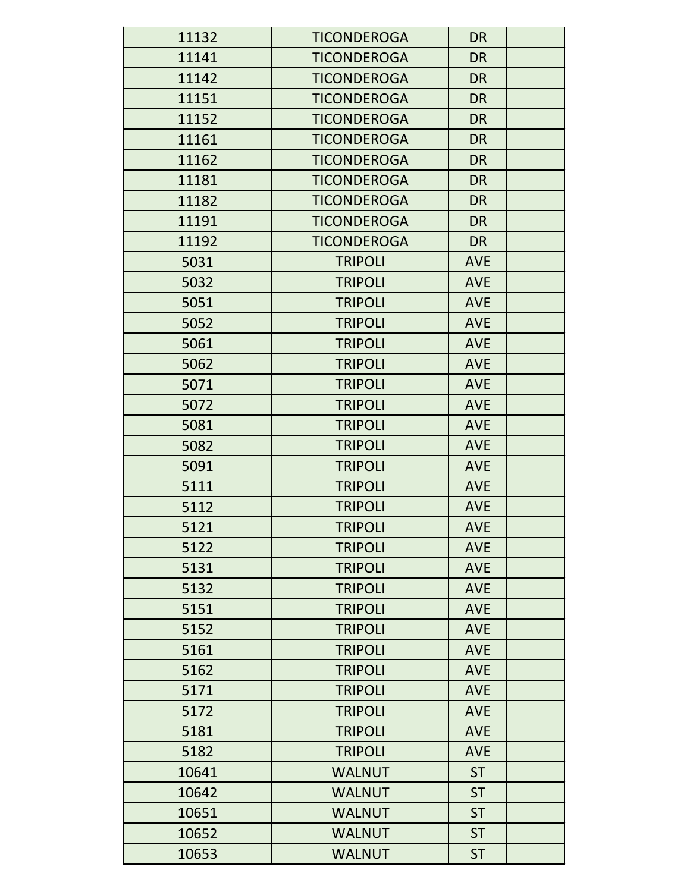| | | | |
|---|---|---|---|
| 11132 | TICONDEROGA | DR | |
| 11141 | TICONDEROGA | DR | |
| 11142 | TICONDEROGA | DR | |
| 11151 | TICONDEROGA | DR | |
| 11152 | TICONDEROGA | DR | |
| 11161 | TICONDEROGA | DR | |
| 11162 | TICONDEROGA | DR | |
| 11181 | TICONDEROGA | DR | |
| 11182 | TICONDEROGA | DR | |
| 11191 | TICONDEROGA | DR | |
| 11192 | TICONDEROGA | DR | |
| 5031 | TRIPOLI | AVE | |
| 5032 | TRIPOLI | AVE | |
| 5051 | TRIPOLI | AVE | |
| 5052 | TRIPOLI | AVE | |
| 5061 | TRIPOLI | AVE | |
| 5062 | TRIPOLI | AVE | |
| 5071 | TRIPOLI | AVE | |
| 5072 | TRIPOLI | AVE | |
| 5081 | TRIPOLI | AVE | |
| 5082 | TRIPOLI | AVE | |
| 5091 | TRIPOLI | AVE | |
| 5111 | TRIPOLI | AVE | |
| 5112 | TRIPOLI | AVE | |
| 5121 | TRIPOLI | AVE | |
| 5122 | TRIPOLI | AVE | |
| 5131 | TRIPOLI | AVE | |
| 5132 | TRIPOLI | AVE | |
| 5151 | TRIPOLI | AVE | |
| 5152 | TRIPOLI | AVE | |
| 5161 | TRIPOLI | AVE | |
| 5162 | TRIPOLI | AVE | |
| 5171 | TRIPOLI | AVE | |
| 5172 | TRIPOLI | AVE | |
| 5181 | TRIPOLI | AVE | |
| 5182 | TRIPOLI | AVE | |
| 10641 | WALNUT | ST | |
| 10642 | WALNUT | ST | |
| 10651 | WALNUT | ST | |
| 10652 | WALNUT | ST | |
| 10653 | WALNUT | ST | |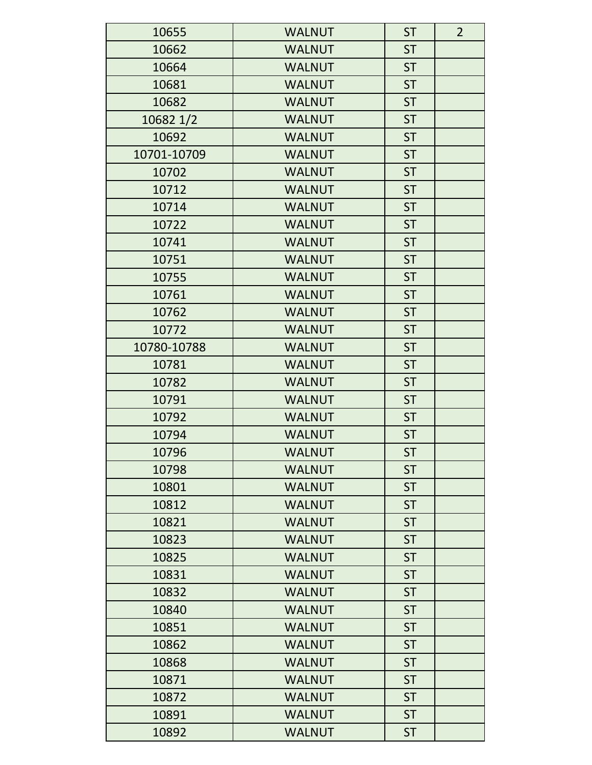| 10655 | WALNUT | ST | 2 |
| --- | --- | --- | --- |
| 10662 | WALNUT | ST | |
| 10664 | WALNUT | ST | |
| 10681 | WALNUT | ST | |
| 10682 | WALNUT | ST | |
| 10682 1/2 | WALNUT | ST | |
| 10692 | WALNUT | ST | |
| 10701-10709 | WALNUT | ST | |
| 10702 | WALNUT | ST | |
| 10712 | WALNUT | ST | |
| 10714 | WALNUT | ST | |
| 10722 | WALNUT | ST | |
| 10741 | WALNUT | ST | |
| 10751 | WALNUT | ST | |
| 10755 | WALNUT | ST | |
| 10761 | WALNUT | ST | |
| 10762 | WALNUT | ST | |
| 10772 | WALNUT | ST | |
| 10780-10788 | WALNUT | ST | |
| 10781 | WALNUT | ST | |
| 10782 | WALNUT | ST | |
| 10791 | WALNUT | ST | |
| 10792 | WALNUT | ST | |
| 10794 | WALNUT | ST | |
| 10796 | WALNUT | ST | |
| 10798 | WALNUT | ST | |
| 10801 | WALNUT | ST | |
| 10812 | WALNUT | ST | |
| 10821 | WALNUT | ST | |
| 10823 | WALNUT | ST | |
| 10825 | WALNUT | ST | |
| 10831 | WALNUT | ST | |
| 10832 | WALNUT | ST | |
| 10840 | WALNUT | ST | |
| 10851 | WALNUT | ST | |
| 10862 | WALNUT | ST | |
| 10868 | WALNUT | ST | |
| 10871 | WALNUT | ST | |
| 10872 | WALNUT | ST | |
| 10891 | WALNUT | ST | |
| 10892 | WALNUT | ST | |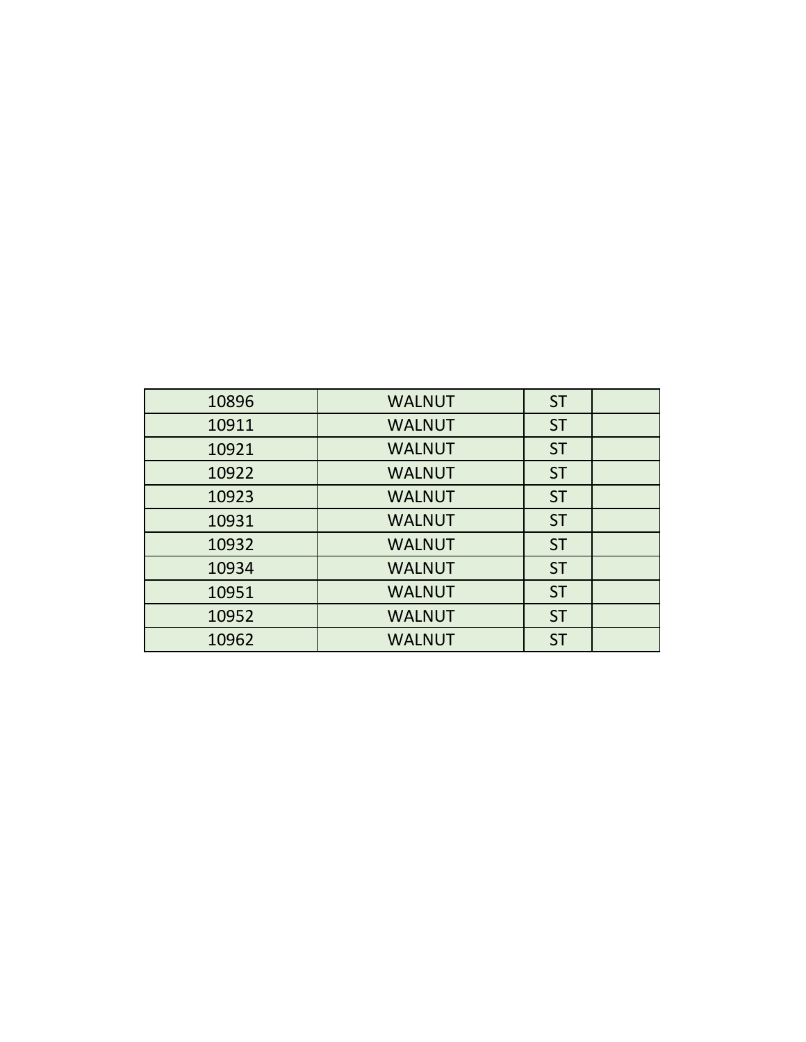| | | | |
|---|---|---|---|
| 10896 | WALNUT | ST | |
| 10911 | WALNUT | ST | |
| 10921 | WALNUT | ST | |
| 10922 | WALNUT | ST | |
| 10923 | WALNUT | ST | |
| 10931 | WALNUT | ST | |
| 10932 | WALNUT | ST | |
| 10934 | WALNUT | ST | |
| 10951 | WALNUT | ST | |
| 10952 | WALNUT | ST | |
| 10962 | WALNUT | ST | |